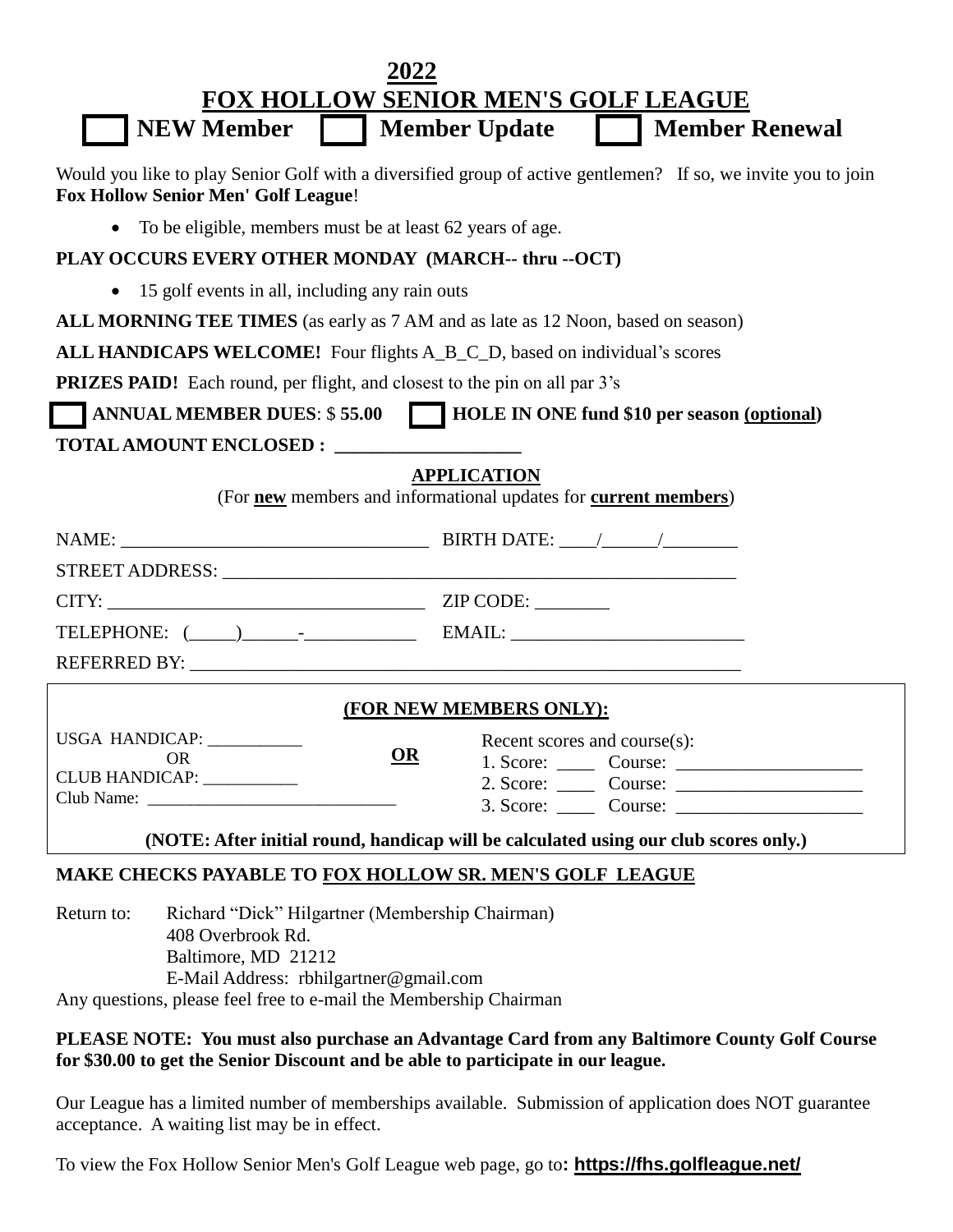# 2022

# FOX HOLLOW SENIOR MEN'S GOLF LEAGUE

☐ **NEW Member** ☐ **Member Update** ☐ **Member Renewal**

Would you like to play Senior Golf with a diversified group of active gentlemen? If so, we invite you to join **Fox Hollow Senior Men' Golf League**!

- To be eligible, members must be at least 62 years of age.

**PLAY OCCURS EVERY OTHER MONDAY (MARCH-- thru --OCT)**

- 15 golf events in all, including any rain outs

**ALL MORNING TEE TIMES** (as early as 7 AM and as late as 12 Noon, based on season)

**ALL HANDICAPS WELCOME!** Four flights A_B_C_D, based on individual's scores

**PRIZES PAID!** Each round, per flight, and closest to the pin on all par 3's

☐ **ANNUAL MEMBER DUES**: $ **55.00** ☐ **HOLE IN ONE fund $10 per season (optional)**

**TOTAL AMOUNT ENCLOSED : ____________________**

## APPLICATION

(For **new** members and informational updates for **current members**)

NAME: _________________________________ BIRTH DATE: ____/______/________

STREET ADDRESS: _______________________________________________________

CITY: __________________________________ ZIP CODE: ________

TELEPHONE: (_____)______-____________ EMAIL: _________________________

REFERRED BY: ___________________________________________________________

**(FOR NEW MEMBERS ONLY):**

USGA HANDICAP: ___________

OR

CLUB HANDICAP: ___________

Club Name: _____________________________

**OR**

Recent scores and course(s):

1. Score: ____ Course: ____________________
2. Score: ____ Course: ____________________
3. Score: ____ Course: ____________________

**(NOTE: After initial round, handicap will be calculated using our club scores only.)**

**MAKE CHECKS PAYABLE TO FOX HOLLOW SR. MEN'S GOLF LEAGUE**

Return to: Richard "Dick" Hilgartner (Membership Chairman)
408 Overbrook Rd.
Baltimore, MD 21212
E-Mail Address: rbhilgartner@gmail.com

Any questions, please feel free to e-mail the Membership Chairman

**PLEASE NOTE: You must also purchase an Advantage Card from any Baltimore County Golf Course for $30.00 to get the Senior Discount and be able to participate in our league.**

Our League has a limited number of memberships available. Submission of application does NOT guarantee acceptance. A waiting list may be in effect.

To view the Fox Hollow Senior Men's Golf League web page, go to**: https://fhs.golfleague.net/**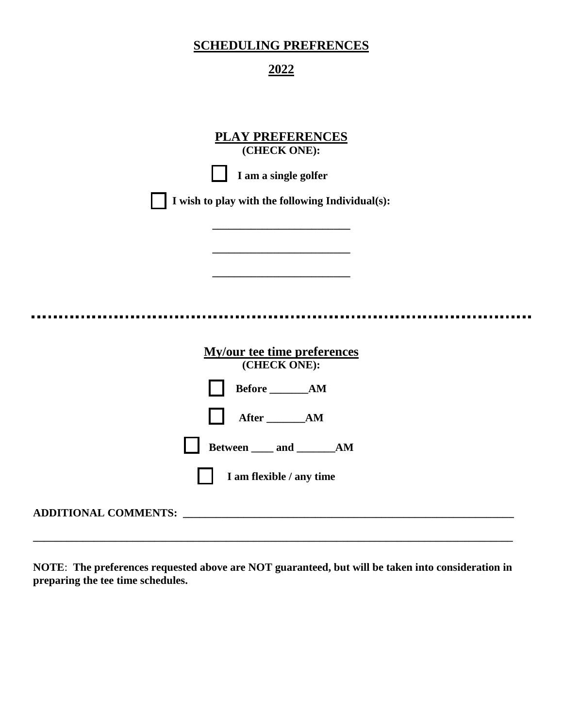**SCHEDULING PREFRENCES**

**2022**

**PLAY PREFERENCES**
**(CHECK ONE):**

☐ **I am a single golfer**

☐ **I wish to play with the following Individual(s):**

________________________

________________________

________________________

---

**My/our tee time preferences**
**(CHECK ONE):**

☐ **Before _______AM**

☐ **After _______AM**

☐ **Between ____ and _______AM**

☐ **I am flexible / any time**

**ADDITIONAL COMMENTS:** ____________________________________________________________

______________________________________________________________________________

**NOTE**: **The preferences requested above are NOT guaranteed, but will be taken into consideration in preparing the tee time schedules.**